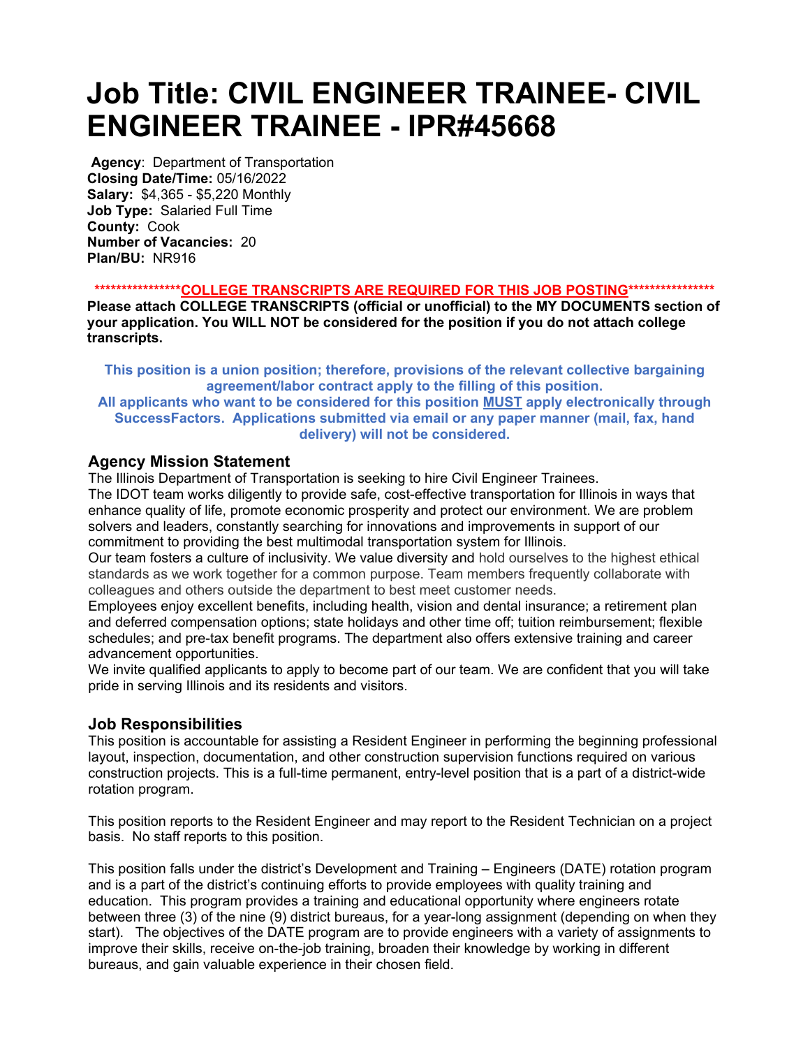# Job Title: CIVIL ENGINEER TRAINEE- CIVIL ENGINEER TRAINEE - IPR#45668

**Agency**: Department of Transportation
**Closing Date/Time:** 05/16/2022
**Salary:** $4,365 - $5,220 Monthly
**Job Type:** Salaried Full Time
**County:** Cook
**Number of Vacancies:** 20
**Plan/BU:** NR916

**\*\*\*\*\*\*\*\*\*\*\*\*\*\*\*\*COLLEGE TRANSCRIPTS ARE REQUIRED FOR THIS JOB POSTING\*\*\*\*\*\*\*\*\*\*\*\*\*\*\*\***

**Please attach COLLEGE TRANSCRIPTS (official or unofficial) to the MY DOCUMENTS section of your application. You WILL NOT be considered for the position if you do not attach college transcripts.**

**This position is a union position; therefore, provisions of the relevant collective bargaining agreement/labor contract apply to the filling of this position.**
**All applicants who want to be considered for this position MUST apply electronically through SuccessFactors. Applications submitted via email or any paper manner (mail, fax, hand delivery) will not be considered.**

## Agency Mission Statement

The Illinois Department of Transportation is seeking to hire Civil Engineer Trainees.
The IDOT team works diligently to provide safe, cost-effective transportation for Illinois in ways that enhance quality of life, promote economic prosperity and protect our environment. We are problem solvers and leaders, constantly searching for innovations and improvements in support of our commitment to providing the best multimodal transportation system for Illinois.
Our team fosters a culture of inclusivity. We value diversity and hold ourselves to the highest ethical standards as we work together for a common purpose. Team members frequently collaborate with colleagues and others outside the department to best meet customer needs.
Employees enjoy excellent benefits, including health, vision and dental insurance; a retirement plan and deferred compensation options; state holidays and other time off; tuition reimbursement; flexible schedules; and pre-tax benefit programs. The department also offers extensive training and career advancement opportunities.
We invite qualified applicants to apply to become part of our team. We are confident that you will take pride in serving Illinois and its residents and visitors.

## Job Responsibilities

This position is accountable for assisting a Resident Engineer in performing the beginning professional layout, inspection, documentation, and other construction supervision functions required on various construction projects. This is a full-time permanent, entry-level position that is a part of a district-wide rotation program.

This position reports to the Resident Engineer and may report to the Resident Technician on a project basis. No staff reports to this position.

This position falls under the district's Development and Training – Engineers (DATE) rotation program and is a part of the district's continuing efforts to provide employees with quality training and education. This program provides a training and educational opportunity where engineers rotate between three (3) of the nine (9) district bureaus, for a year-long assignment (depending on when they start). The objectives of the DATE program are to provide engineers with a variety of assignments to improve their skills, receive on-the-job training, broaden their knowledge by working in different bureaus, and gain valuable experience in their chosen field.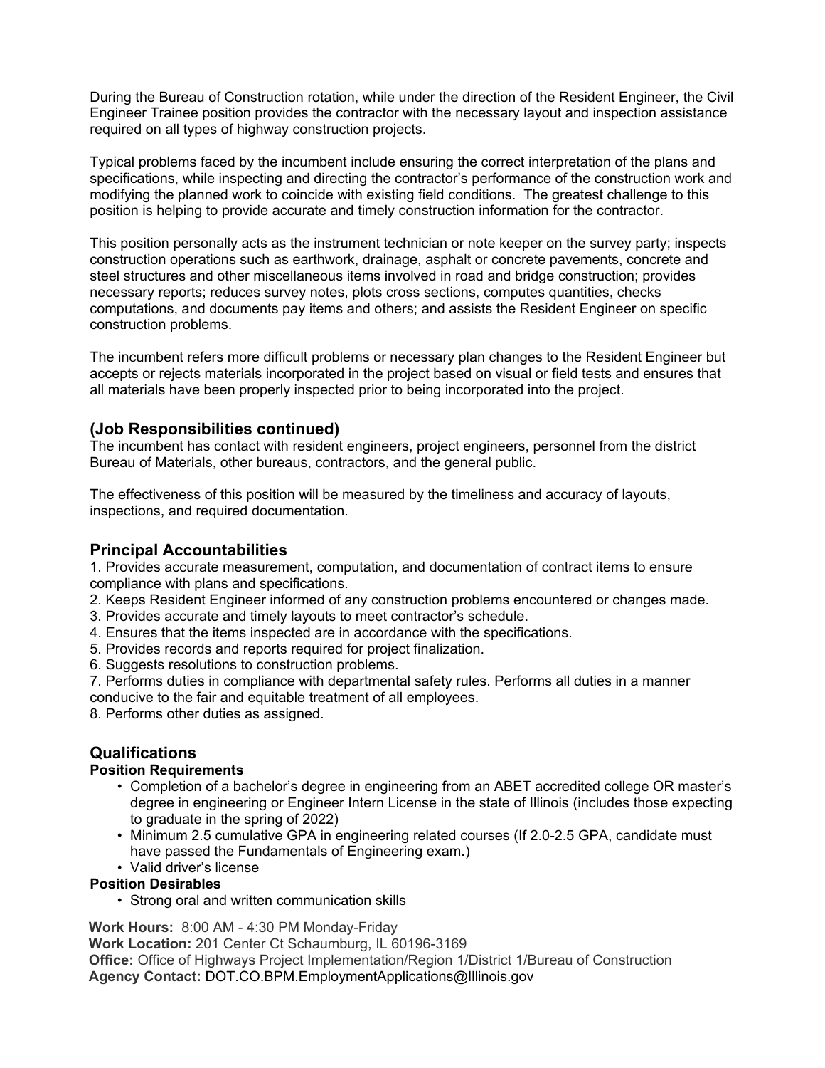During the Bureau of Construction rotation, while under the direction of the Resident Engineer, the Civil Engineer Trainee position provides the contractor with the necessary layout and inspection assistance required on all types of highway construction projects.

Typical problems faced by the incumbent include ensuring the correct interpretation of the plans and specifications, while inspecting and directing the contractor's performance of the construction work and modifying the planned work to coincide with existing field conditions. The greatest challenge to this position is helping to provide accurate and timely construction information for the contractor.

This position personally acts as the instrument technician or note keeper on the survey party; inspects construction operations such as earthwork, drainage, asphalt or concrete pavements, concrete and steel structures and other miscellaneous items involved in road and bridge construction; provides necessary reports; reduces survey notes, plots cross sections, computes quantities, checks computations, and documents pay items and others; and assists the Resident Engineer on specific construction problems.

The incumbent refers more difficult problems or necessary plan changes to the Resident Engineer but accepts or rejects materials incorporated in the project based on visual or field tests and ensures that all materials have been properly inspected prior to being incorporated into the project.

### (Job Responsibilities continued)

The incumbent has contact with resident engineers, project engineers, personnel from the district Bureau of Materials, other bureaus, contractors, and the general public.

The effectiveness of this position will be measured by the timeliness and accuracy of layouts, inspections, and required documentation.

## Principal Accountabilities

1. Provides accurate measurement, computation, and documentation of contract items to ensure compliance with plans and specifications.
2. Keeps Resident Engineer informed of any construction problems encountered or changes made.
3. Provides accurate and timely layouts to meet contractor's schedule.
4. Ensures that the items inspected are in accordance with the specifications.
5. Provides records and reports required for project finalization.
6. Suggests resolutions to construction problems.
7. Performs duties in compliance with departmental safety rules. Performs all duties in a manner conducive to the fair and equitable treatment of all employees.
8. Performs other duties as assigned.

## Qualifications

**Position Requirements**

- Completion of a bachelor's degree in engineering from an ABET accredited college OR master's degree in engineering or Engineer Intern License in the state of Illinois (includes those expecting to graduate in the spring of 2022)
- Minimum 2.5 cumulative GPA in engineering related courses (If 2.0-2.5 GPA, candidate must have passed the Fundamentals of Engineering exam.)
- Valid driver's license

**Position Desirables**

- Strong oral and written communication skills

**Work Hours:** 8:00 AM - 4:30 PM Monday-Friday
**Work Location:** 201 Center Ct Schaumburg, IL 60196-3169
**Office:** Office of Highways Project Implementation/Region 1/District 1/Bureau of Construction
**Agency Contact:** DOT.CO.BPM.EmploymentApplications@Illinois.gov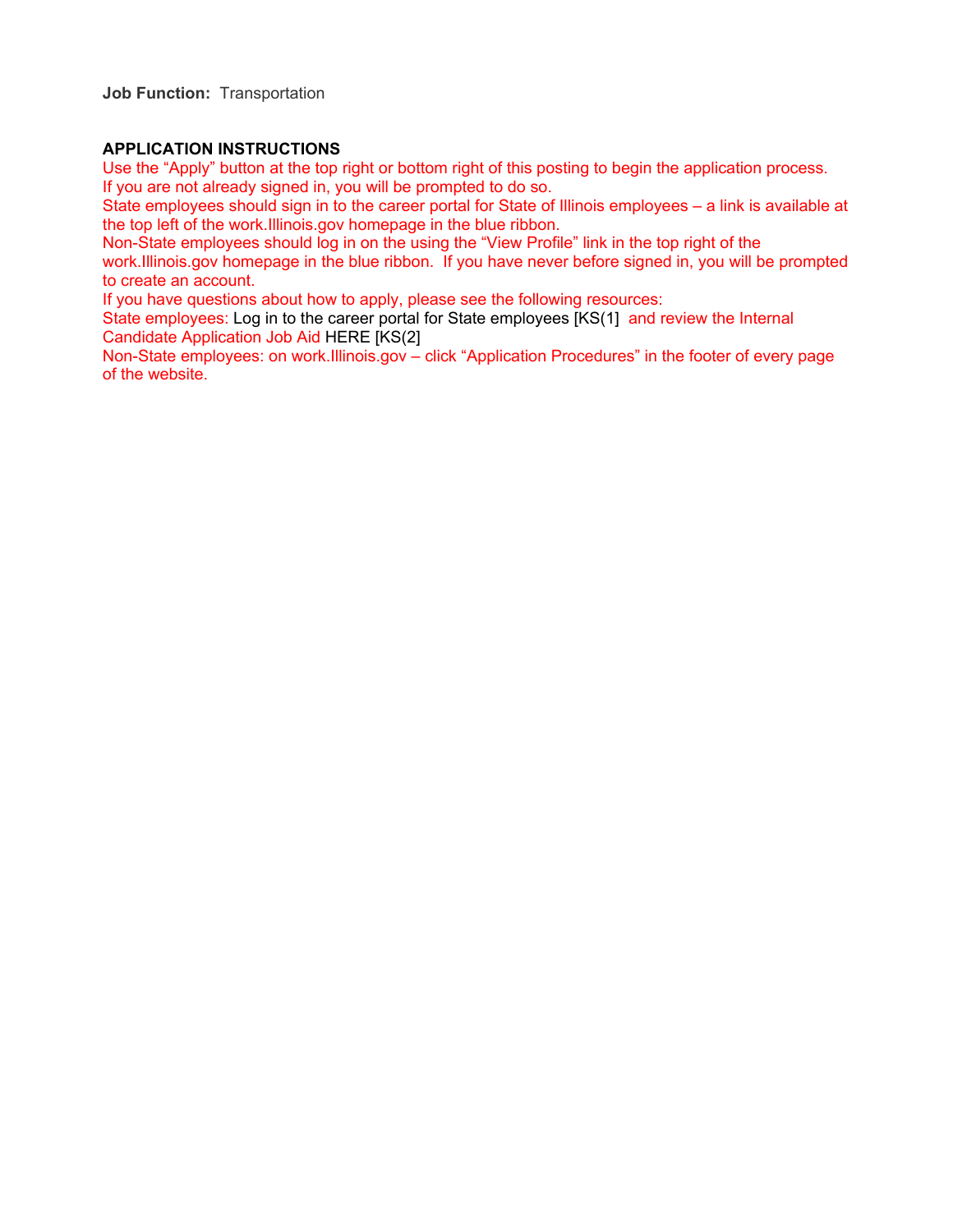**Job Function:** Transportation

**APPLICATION INSTRUCTIONS**

Use the “Apply” button at the top right or bottom right of this posting to begin the application process. If you are not already signed in, you will be prompted to do so.

State employees should sign in to the career portal for State of Illinois employees – a link is available at the top left of the work.Illinois.gov homepage in the blue ribbon.

Non-State employees should log in on the using the “View Profile” link in the top right of the work.Illinois.gov homepage in the blue ribbon. If you have never before signed in, you will be prompted to create an account.

If you have questions about how to apply, please see the following resources:

State employees: Log in to the career portal for State employees [KS(1] and review the Internal Candidate Application Job Aid HERE [KS(2]

Non-State employees: on work.Illinois.gov – click “Application Procedures” in the footer of every page of the website.